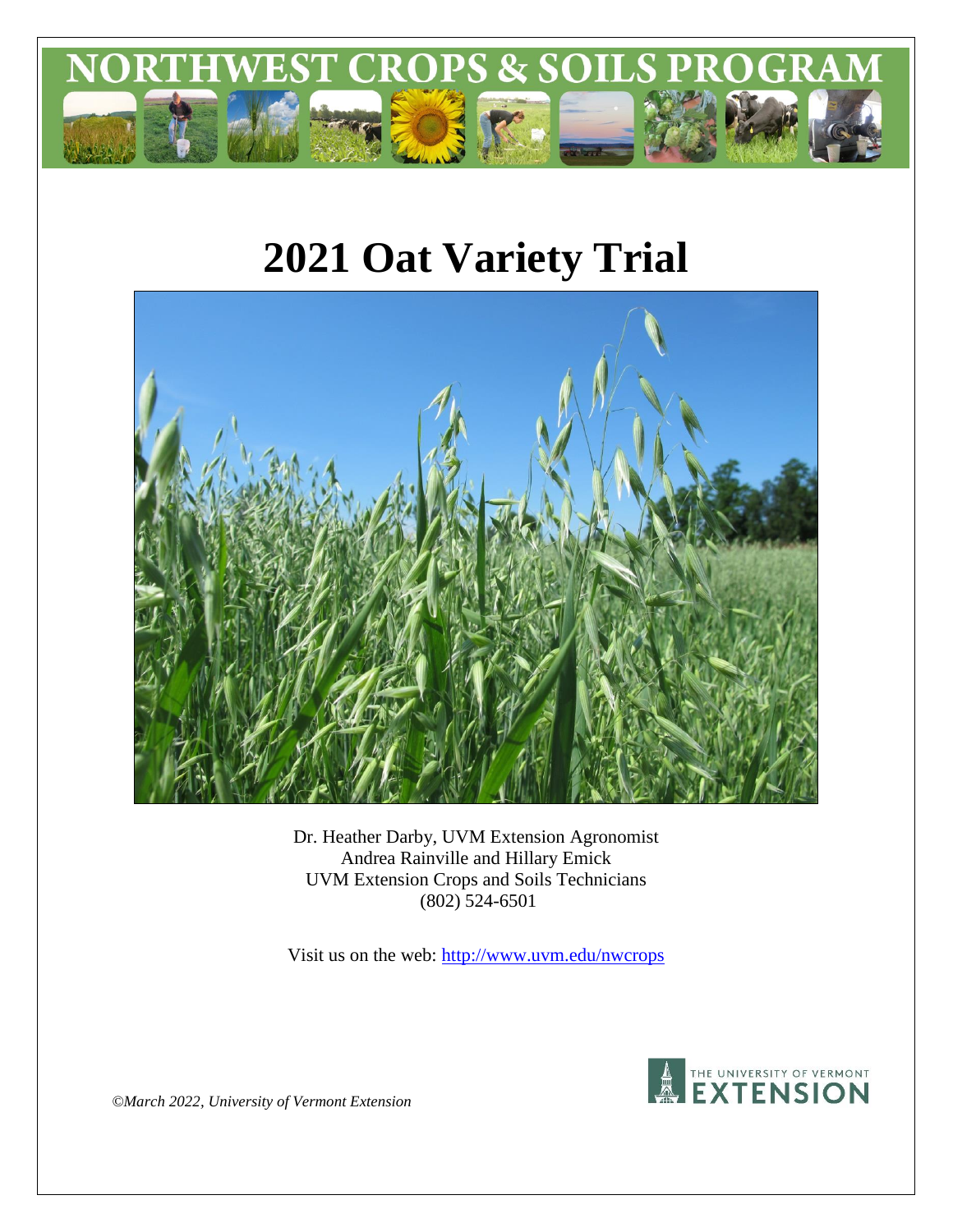# NORTHWEST CROPS & SOILS PROGRAM

# 2021 Oat Variety Trial

Dr. Heather Darby, UVM Extension Agronomist
Andrea Rainville and Hillary Emick
UVM Extension Crops and Soils Technicians
(802) 524-6501

Visit us on the web: http://www.uvm.edu/nwcrops

*©March 2022, University of Vermont Extension*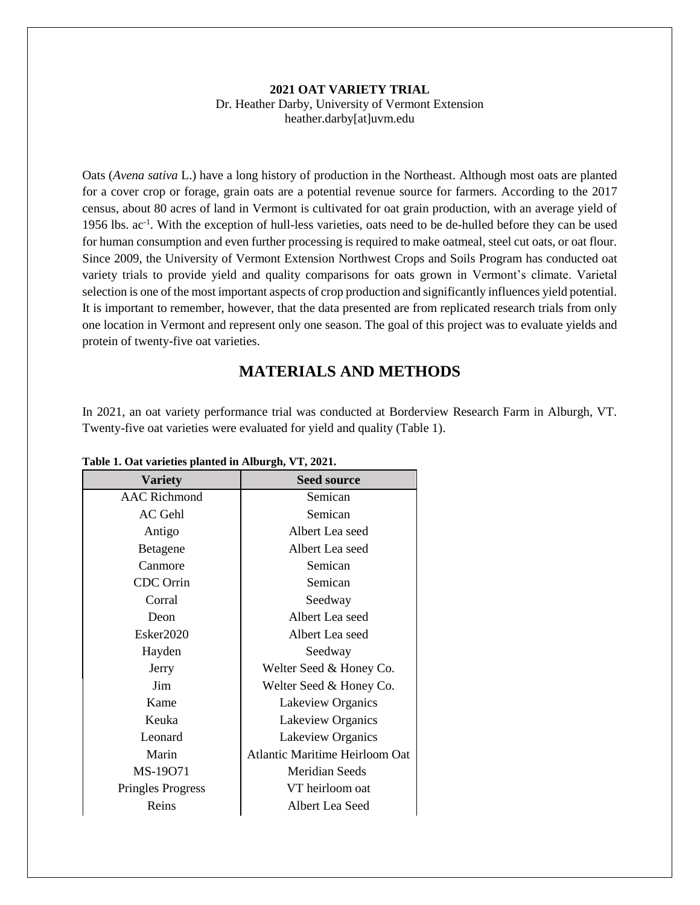**2021 OAT VARIETY TRIAL**
Dr. Heather Darby, University of Vermont Extension
heather.darby[at]uvm.edu

Oats (*Avena sativa* L.) have a long history of production in the Northeast. Although most oats are planted for a cover crop or forage, grain oats are a potential revenue source for farmers. According to the 2017 census, about 80 acres of land in Vermont is cultivated for oat grain production, with an average yield of 1956 lbs. $ac^{-1}$. With the exception of hull-less varieties, oats need to be de-hulled before they can be used for human consumption and even further processing is required to make oatmeal, steel cut oats, or oat flour. Since 2009, the University of Vermont Extension Northwest Crops and Soils Program has conducted oat variety trials to provide yield and quality comparisons for oats grown in Vermont's climate. Varietal selection is one of the most important aspects of crop production and significantly influences yield potential. It is important to remember, however, that the data presented are from replicated research trials from only one location in Vermont and represent only one season. The goal of this project was to evaluate yields and protein of twenty-five oat varieties.

## MATERIALS AND METHODS

In 2021, an oat variety performance trial was conducted at Borderview Research Farm in Alburgh, VT. Twenty-five oat varieties were evaluated for yield and quality (Table 1).

**Table 1. Oat varieties planted in Alburgh, VT, 2021.**

| Variety | Seed source |
|---|---|
| AAC Richmond | Semican |
| AC Gehl | Semican |
| Antigo | Albert Lea seed |
| Betagene | Albert Lea seed |
| Canmore | Semican |
| CDC Orrin | Semican |
| Corral | Seedway |
| Deon | Albert Lea seed |
| Esker2020 | Albert Lea seed |
| Hayden | Seedway |
| Jerry | Welter Seed & Honey Co. |
| Jim | Welter Seed & Honey Co. |
| Kame | Lakeview Organics |
| Keuka | Lakeview Organics |
| Leonard | Lakeview Organics |
| Marin | Atlantic Maritime Heirloom Oat |
| MS-19O71 | Meridian Seeds |
| Pringles Progress | VT heirloom oat |
| Reins | Albert Lea Seed |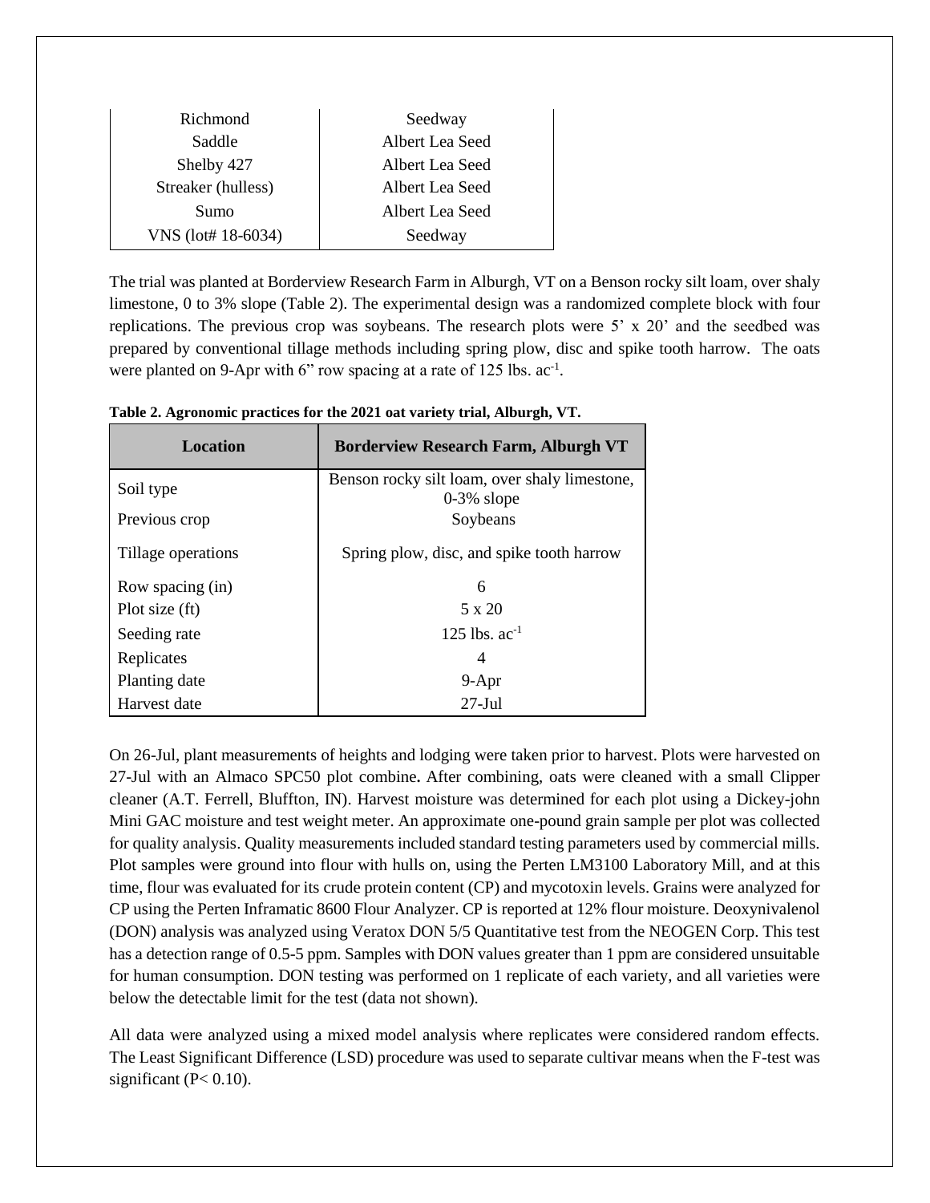| Richmond | Seedway |
|---|---|
| Saddle | Albert Lea Seed |
| Shelby 427 | Albert Lea Seed |
| Streaker (hulless) | Albert Lea Seed |
| Sumo | Albert Lea Seed |
| VNS (lot# 18-6034) | Seedway |

The trial was planted at Borderview Research Farm in Alburgh, VT on a Benson rocky silt loam, over shaly limestone, 0 to 3% slope (Table 2). The experimental design was a randomized complete block with four replications. The previous crop was soybeans. The research plots were 5' x 20' and the seedbed was prepared by conventional tillage methods including spring plow, disc and spike tooth harrow. The oats were planted on 9-Apr with 6" row spacing at a rate of 125 lbs. $ac^{-1}$.

**Table 2. Agronomic practices for the 2021 oat variety trial, Alburgh, VT.**

| Location | Borderview Research Farm, Alburgh VT |
|---|---|
| Soil type | Benson rocky silt loam, over shaly limestone, 0-3% slope |
| Previous crop | Soybeans |
| Tillage operations | Spring plow, disc, and spike tooth harrow |
| Row spacing (in) | 6 |
| Plot size (ft) | 5 x 20 |
| Seeding rate | 125 lbs. $ac^{-1}$ |
| Replicates | 4 |
| Planting date | 9-Apr |
| Harvest date | 27-Jul |

On 26-Jul, plant measurements of heights and lodging were taken prior to harvest. Plots were harvested on 27-Jul with an Almaco SPC50 plot combine**.** After combining, oats were cleaned with a small Clipper cleaner (A.T. Ferrell, Bluffton, IN). Harvest moisture was determined for each plot using a Dickey-john Mini GAC moisture and test weight meter. An approximate one-pound grain sample per plot was collected for quality analysis. Quality measurements included standard testing parameters used by commercial mills. Plot samples were ground into flour with hulls on, using the Perten LM3100 Laboratory Mill, and at this time, flour was evaluated for its crude protein content (CP) and mycotoxin levels. Grains were analyzed for CP using the Perten Inframatic 8600 Flour Analyzer. CP is reported at 12% flour moisture. Deoxynivalenol (DON) analysis was analyzed using Veratox DON 5/5 Quantitative test from the NEOGEN Corp. This test has a detection range of 0.5-5 ppm. Samples with DON values greater than 1 ppm are considered unsuitable for human consumption. DON testing was performed on 1 replicate of each variety, and all varieties were below the detectable limit for the test (data not shown).

All data were analyzed using a mixed model analysis where replicates were considered random effects. The Least Significant Difference (LSD) procedure was used to separate cultivar means when the F-test was significant ($P < 0.10$).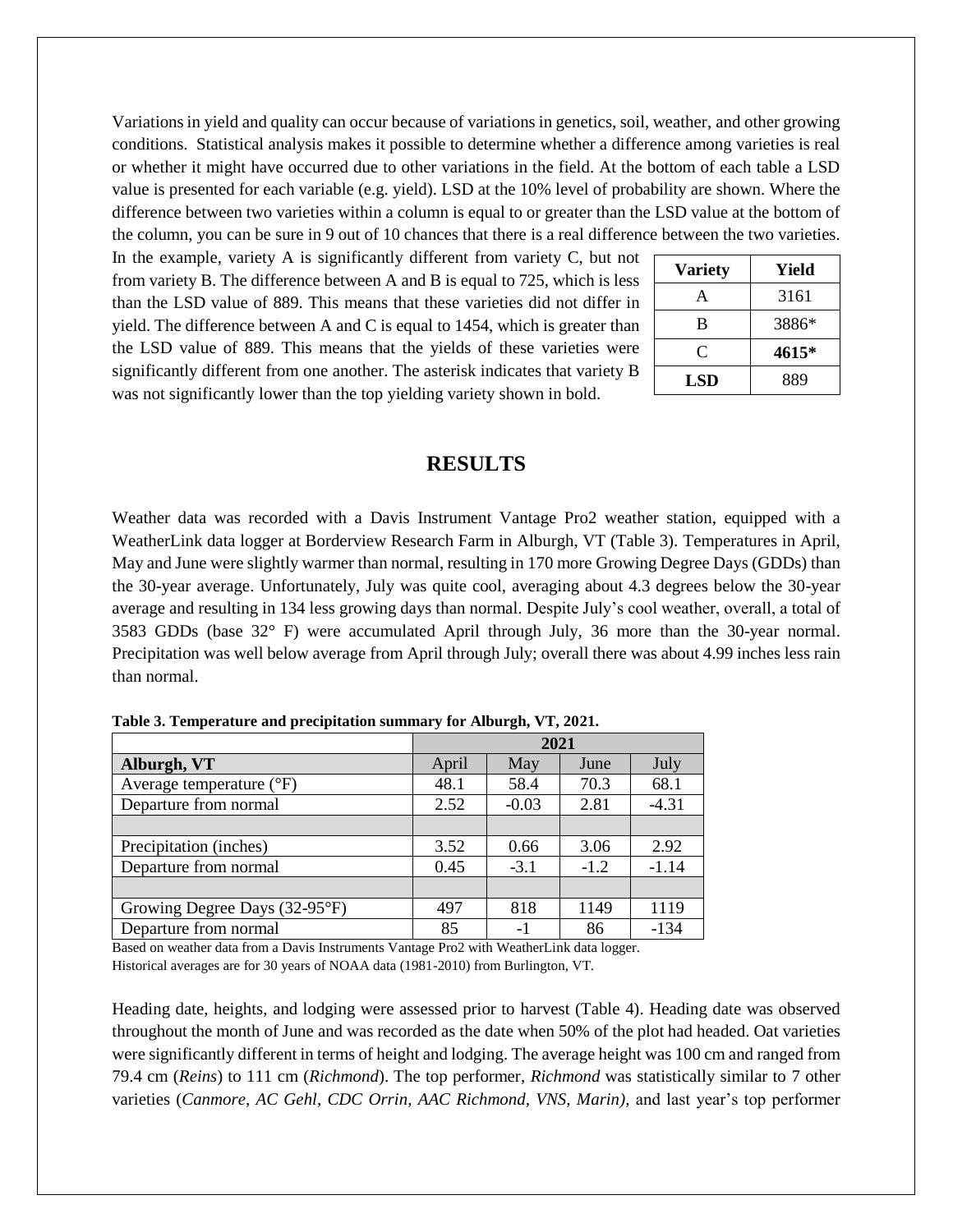Variations in yield and quality can occur because of variations in genetics, soil, weather, and other growing conditions. Statistical analysis makes it possible to determine whether a difference among varieties is real or whether it might have occurred due to other variations in the field. At the bottom of each table a LSD value is presented for each variable (e.g. yield). LSD at the 10% level of probability are shown. Where the difference between two varieties within a column is equal to or greater than the LSD value at the bottom of the column, you can be sure in 9 out of 10 chances that there is a real difference between the two varieties. In the example, variety A is significantly different from variety C, but not from variety B. The difference between A and B is equal to 725, which is less than the LSD value of 889. This means that these varieties did not differ in yield. The difference between A and C is equal to 1454, which is greater than the LSD value of 889. This means that the yields of these varieties were significantly different from one another. The asterisk indicates that variety B was not significantly lower than the top yielding variety shown in bold.

| Variety | Yield |
|---|---|
| A | 3161 |
| B | 3886* |
| C | **4615*** |
| **LSD** | 889 |

# RESULTS

Weather data was recorded with a Davis Instrument Vantage Pro2 weather station, equipped with a WeatherLink data logger at Borderview Research Farm in Alburgh, VT (Table 3). Temperatures in April, May and June were slightly warmer than normal, resulting in 170 more Growing Degree Days (GDDs) than the 30-year average. Unfortunately, July was quite cool, averaging about 4.3 degrees below the 30-year average and resulting in 134 less growing days than normal. Despite July's cool weather, overall, a total of 3583 GDDs (base 32° F) were accumulated April through July, 36 more than the 30-year normal. Precipitation was well below average from April through July; overall there was about 4.99 inches less rain than normal.

**Table 3. Temperature and precipitation summary for Alburgh, VT, 2021.**

| | 2021 | | | |
|---|---|---|---|---|
| **Alburgh, VT** | April | May | June | July |
| Average temperature (°F) | 48.1 | 58.4 | 70.3 | 68.1 |
| Departure from normal | 2.52 | -0.03 | 2.81 | -4.31 |
| | | | | |
| Precipitation (inches) | 3.52 | 0.66 | 3.06 | 2.92 |
| Departure from normal | 0.45 | -3.1 | -1.2 | -1.14 |
| | | | | |
| Growing Degree Days (32-95°F) | 497 | 818 | 1149 | 1119 |
| Departure from normal | 85 | -1 | 86 | -134 |

Based on weather data from a Davis Instruments Vantage Pro2 with WeatherLink data logger.
Historical averages are for 30 years of NOAA data (1981-2010) from Burlington, VT.

Heading date, heights, and lodging were assessed prior to harvest (Table 4). Heading date was observed throughout the month of June and was recorded as the date when 50% of the plot had headed. Oat varieties were significantly different in terms of height and lodging. The average height was 100 cm and ranged from 79.4 cm (*Reins*) to 111 cm (*Richmond*). The top performer, *Richmond* was statistically similar to 7 other varieties (*Canmore, AC Gehl, CDC Orrin, AAC Richmond, VNS, Marin)*, and last year's top performer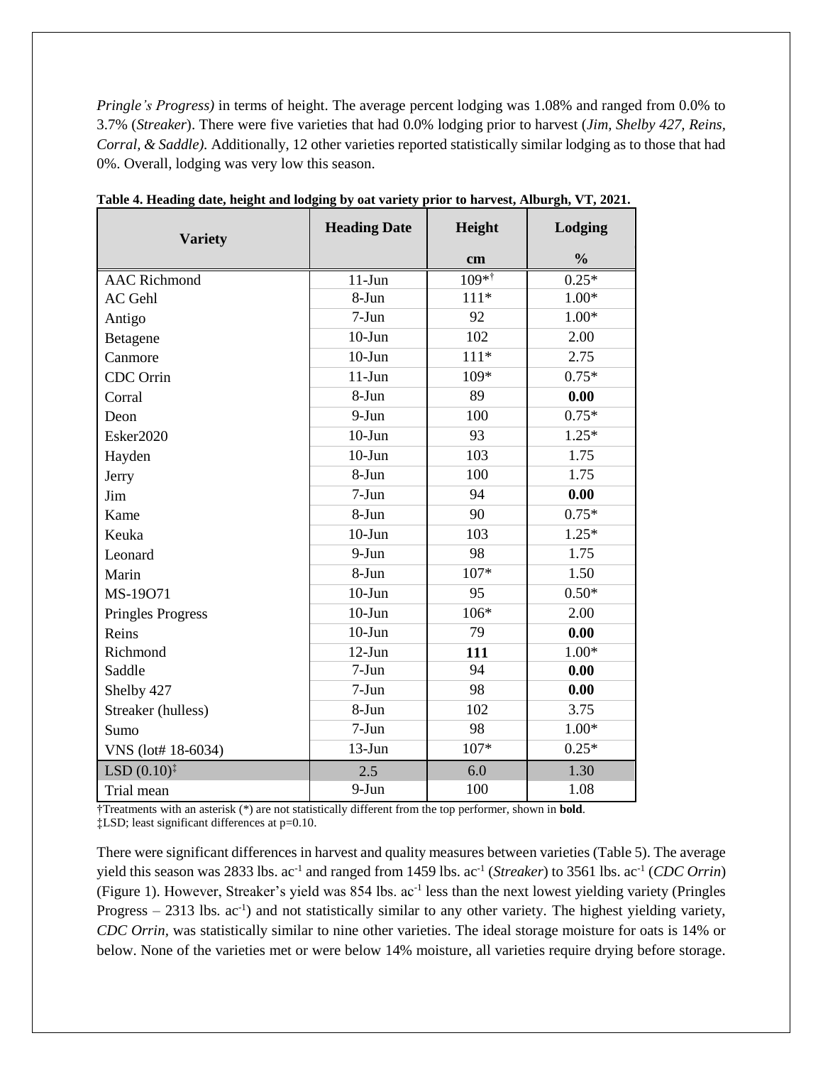*Pringle's Progress)* in terms of height. The average percent lodging was 1.08% and ranged from 0.0% to 3.7% (*Streaker*). There were five varieties that had 0.0% lodging prior to harvest (*Jim, Shelby 427, Reins, Corral, & Saddle).* Additionally, 12 other varieties reported statistically similar lodging as to those that had 0%. Overall, lodging was very low this season.

**Table 4. Heading date, height and lodging by oat variety prior to harvest, Alburgh, VT, 2021.**

| Variety | Heading Date | Height | Lodging |
|---|---|---|---|
| | | cm | % |
| AAC Richmond | 11-Jun | 109*† | 0.25* |
| AC Gehl | 8-Jun | 111* | 1.00* |
| Antigo | 7-Jun | 92 | 1.00* |
| Betagene | 10-Jun | 102 | 2.00 |
| Canmore | 10-Jun | 111* | 2.75 |
| CDC Orrin | 11-Jun | 109* | 0.75* |
| Corral | 8-Jun | 89 | **0.00** |
| Deon | 9-Jun | 100 | 0.75* |
| Esker2020 | 10-Jun | 93 | 1.25* |
| Hayden | 10-Jun | 103 | 1.75 |
| Jerry | 8-Jun | 100 | 1.75 |
| Jim | 7-Jun | 94 | **0.00** |
| Kame | 8-Jun | 90 | 0.75* |
| Keuka | 10-Jun | 103 | 1.25* |
| Leonard | 9-Jun | 98 | 1.75 |
| Marin | 8-Jun | 107* | 1.50 |
| MS-19O71 | 10-Jun | 95 | 0.50* |
| Pringles Progress | 10-Jun | 106* | 2.00 |
| Reins | 10-Jun | 79 | **0.00** |
| Richmond | 12-Jun | **111** | 1.00* |
| Saddle | 7-Jun | 94 | **0.00** |
| Shelby 427 | 7-Jun | 98 | **0.00** |
| Streaker (hulless) | 8-Jun | 102 | 3.75 |
| Sumo | 7-Jun | 98 | 1.00* |
| VNS (lot# 18-6034) | 13-Jun | 107* | 0.25* |
| LSD (0.10)‡ | 2.5 | 6.0 | 1.30 |
| Trial mean | 9-Jun | 100 | 1.08 |

†Treatments with an asterisk (*) are not statistically different from the top performer, shown in **bold**.
‡LSD; least significant differences at p=0.10.

There were significant differences in harvest and quality measures between varieties (Table 5). The average yield this season was 2833 lbs. $ac^{-1}$ and ranged from 1459 lbs. $ac^{-1}$ (*Streaker*) to 3561 lbs. $ac^{-1}$ (*CDC Orrin*) (Figure 1). However, Streaker's yield was 854 lbs. $ac^{-1}$ less than the next lowest yielding variety (Pringles Progress – 2313 lbs. $ac^{-1}$) and not statistically similar to any other variety. The highest yielding variety, *CDC Orrin,* was statistically similar to nine other varieties. The ideal storage moisture for oats is 14% or below. None of the varieties met or were below 14% moisture, all varieties require drying before storage.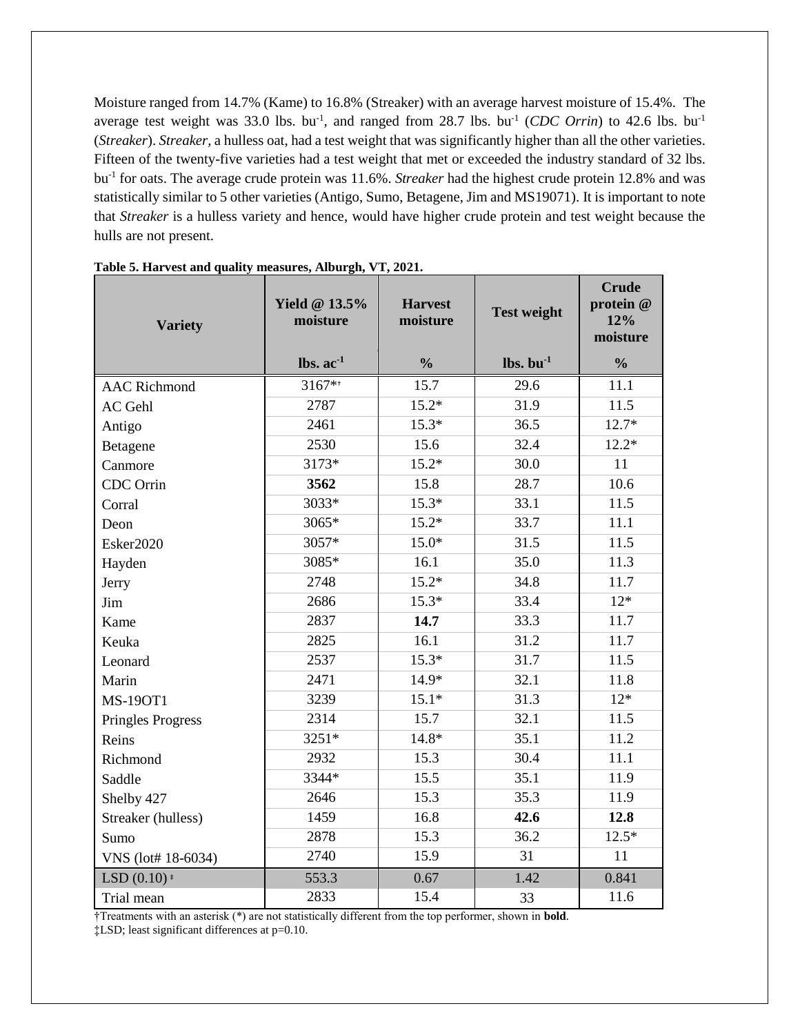Moisture ranged from 14.7% (Kame) to 16.8% (Streaker) with an average harvest moisture of 15.4%. The average test weight was 33.0 lbs. $bu^{-1}$, and ranged from 28.7 lbs. $bu^{-1}$ (*CDC Orrin*) to 42.6 lbs. $bu^{-1}$ (*Streaker*). *Streaker*, a hulless oat, had a test weight that was significantly higher than all the other varieties. Fifteen of the twenty-five varieties had a test weight that met or exceeded the industry standard of 32 lbs. $bu^{-1}$ for oats. The average crude protein was 11.6%. *Streaker* had the highest crude protein 12.8% and was statistically similar to 5 other varieties (Antigo, Sumo, Betagene, Jim and MS19071). It is important to note that *Streaker* is a hulless variety and hence, would have higher crude protein and test weight because the hulls are not present.

**Table 5. Harvest and quality measures, Alburgh, VT, 2021.**

| Variety | Yield @ 13.5% moisture | Harvest moisture | Test weight | Crude protein @ 12% moisture |
|---|---|---|---|---|
| | lbs. $ac^{-1}$ | % | lbs. $bu^{-1}$ | % |
| AAC Richmond | 3167*† | 15.7 | 29.6 | 11.1 |
| AC Gehl | 2787 | 15.2* | 31.9 | 11.5 |
| Antigo | 2461 | 15.3* | 36.5 | 12.7* |
| Betagene | 2530 | 15.6 | 32.4 | 12.2* |
| Canmore | 3173* | 15.2* | 30.0 | 11 |
| CDC Orrin | **3562** | 15.8 | 28.7 | 10.6 |
| Corral | 3033* | 15.3* | 33.1 | 11.5 |
| Deon | 3065* | 15.2* | 33.7 | 11.1 |
| Esker2020 | 3057* | 15.0* | 31.5 | 11.5 |
| Hayden | 3085* | 16.1 | 35.0 | 11.3 |
| Jerry | 2748 | 15.2* | 34.8 | 11.7 |
| Jim | 2686 | 15.3* | 33.4 | 12* |
| Kame | 2837 | **14.7** | 33.3 | 11.7 |
| Keuka | 2825 | 16.1 | 31.2 | 11.7 |
| Leonard | 2537 | 15.3* | 31.7 | 11.5 |
| Marin | 2471 | 14.9* | 32.1 | 11.8 |
| MS-19OT1 | 3239 | 15.1* | 31.3 | 12* |
| Pringles Progress | 2314 | 15.7 | 32.1 | 11.5 |
| Reins | 3251* | 14.8* | 35.1 | 11.2 |
| Richmond | 2932 | 15.3 | 30.4 | 11.1 |
| Saddle | 3344* | 15.5 | 35.1 | 11.9 |
| Shelby 427 | 2646 | 15.3 | 35.3 | 11.9 |
| Streaker (hulless) | 1459 | 16.8 | **42.6** | **12.8** |
| Sumo | 2878 | 15.3 | 36.2 | 12.5* |
| VNS (lot# 18-6034) | 2740 | 15.9 | 31 | 11 |
| LSD (0.10) ‡ | 553.3 | 0.67 | 1.42 | 0.841 |
| Trial mean | 2833 | 15.4 | 33 | 11.6 |

†Treatments with an asterisk (*) are not statistically different from the top performer, shown in **bold**.
‡LSD; least significant differences at p=0.10.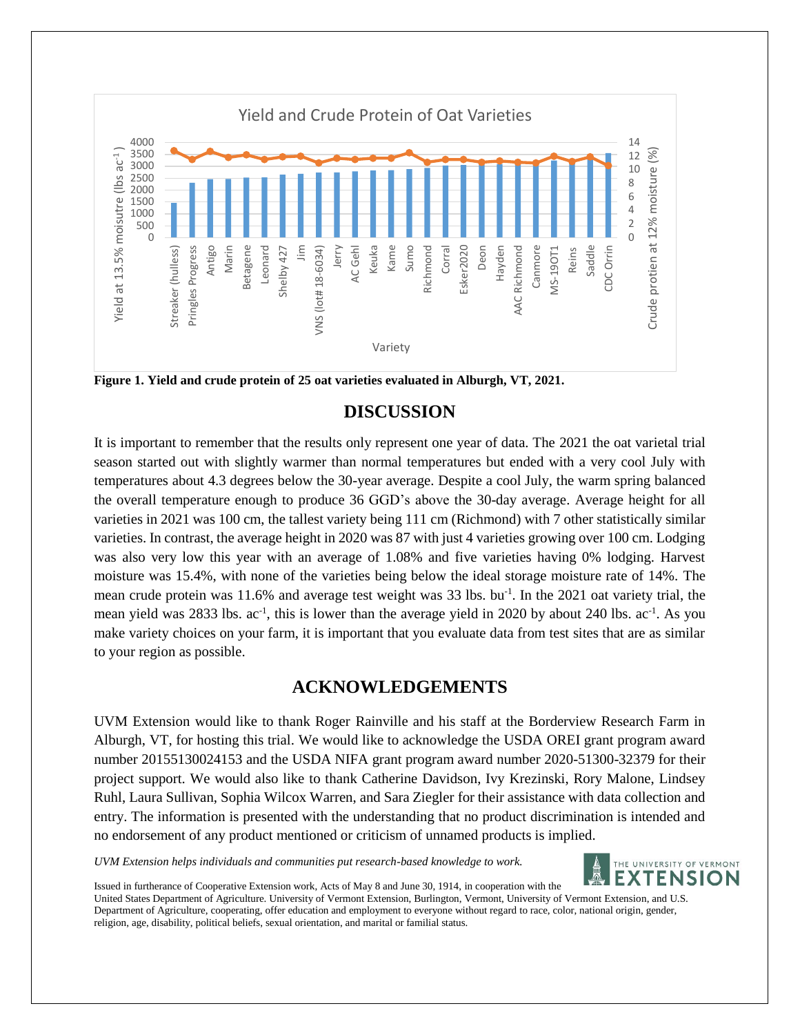Yield and Crude Protein of Oat Varieties

Yield at 13.5% moisutre (lbs ac$^{-1}$)

4000
3500
3000
2500
2000
1500
1000
500
0

Crude protien at 12% moisture (%)

14
12
10
8
6
4
2
0

Streaker (hulless)
Pringles Progress
Antigo
Marin
Betagene
Leonard
Shelby 427
Jim
VNS (lot# 18-6034)
Jerry
AC Gehl
Keuka
Kame
Sumo
Richmond
Corral
Esker2020
Deon
Hayden
AAC Richmond
Canmore
MS-19OT1
Reins
Saddle
CDC Orrin

Variety

**Figure 1. Yield and crude protein of 25 oat varieties evaluated in Alburgh, VT, 2021.**

## DISCUSSION

It is important to remember that the results only represent one year of data. The 2021 the oat varietal trial season started out with slightly warmer than normal temperatures but ended with a very cool July with temperatures about 4.3 degrees below the 30-year average. Despite a cool July, the warm spring balanced the overall temperature enough to produce 36 GGD's above the 30-day average. Average height for all varieties in 2021 was 100 cm, the tallest variety being 111 cm (Richmond) with 7 other statistically similar varieties. In contrast, the average height in 2020 was 87 with just 4 varieties growing over 100 cm. Lodging was also very low this year with an average of 1.08% and five varieties having 0% lodging. Harvest moisture was 15.4%, with none of the varieties being below the ideal storage moisture rate of 14%. The mean crude protein was 11.6% and average test weight was 33 lbs. bu$^{-1}$. In the 2021 oat variety trial, the mean yield was 2833 lbs. ac$^{-1}$, this is lower than the average yield in 2020 by about 240 lbs. ac$^{-1}$. As you make variety choices on your farm, it is important that you evaluate data from test sites that are as similar to your region as possible.

## ACKNOWLEDGEMENTS

UVM Extension would like to thank Roger Rainville and his staff at the Borderview Research Farm in Alburgh, VT, for hosting this trial. We would like to acknowledge the USDA OREI grant program award number 20155130024153 and the USDA NIFA grant program award number 2020-51300-32379 for their project support. We would also like to thank Catherine Davidson, Ivy Krezinski, Rory Malone, Lindsey Ruhl, Laura Sullivan, Sophia Wilcox Warren, and Sara Ziegler for their assistance with data collection and entry. The information is presented with the understanding that no product discrimination is intended and no endorsement of any product mentioned or criticism of unnamed products is implied.

*UVM Extension helps individuals and communities put research-based knowledge to work.*

THE UNIVERSITY OF VERMONT EXTENSION

Issued in furtherance of Cooperative Extension work, Acts of May 8 and June 30, 1914, in cooperation with the United States Department of Agriculture. University of Vermont Extension, Burlington, Vermont, University of Vermont Extension, and U.S. Department of Agriculture, cooperating, offer education and employment to everyone without regard to race, color, national origin, gender, religion, age, disability, political beliefs, sexual orientation, and marital or familial status.